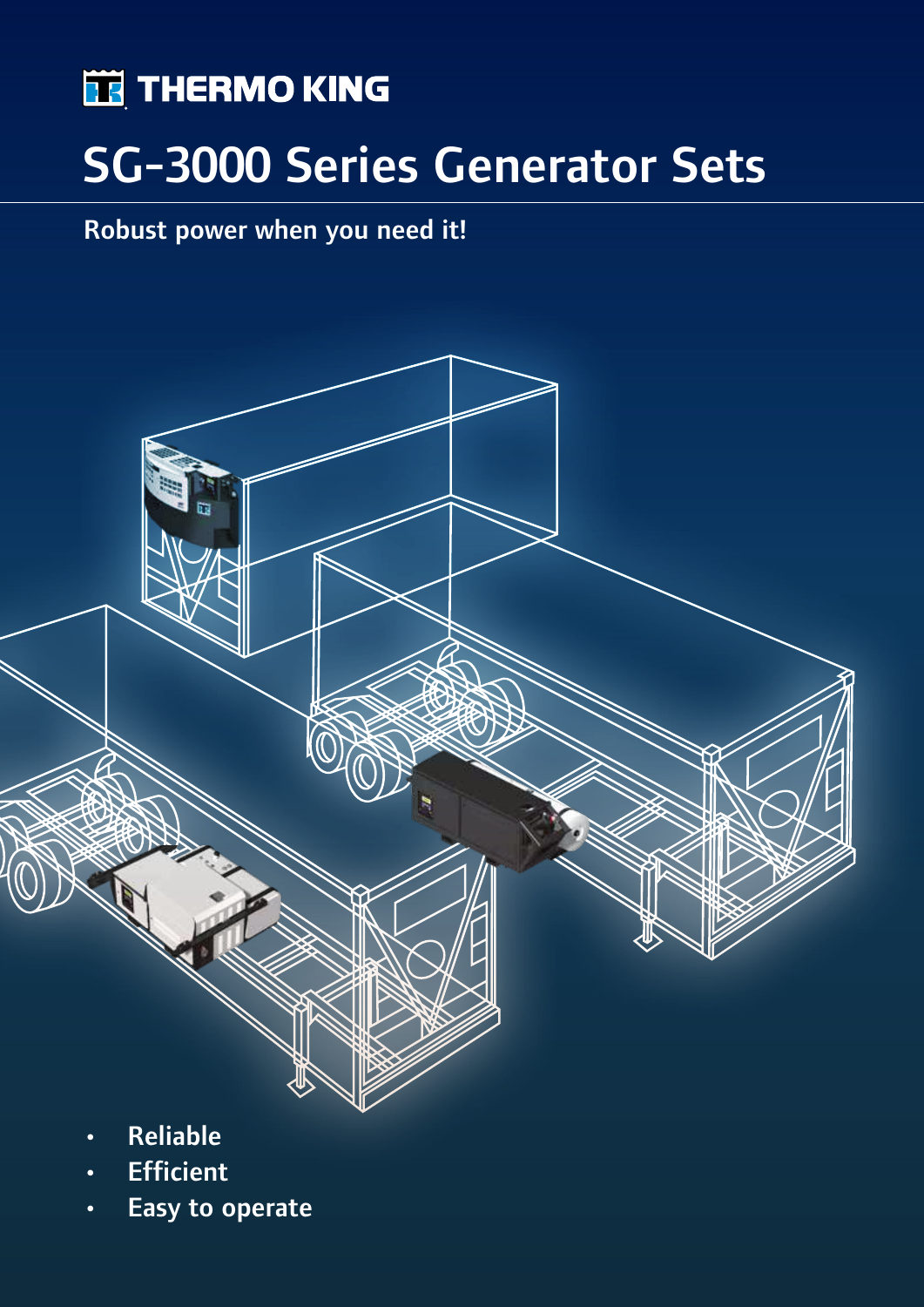THERMO KING

# SG-3000 Series Generator Sets

**Robust power when you need it!**

- **Reliable**
- **Efficient**
- **Easy to operate**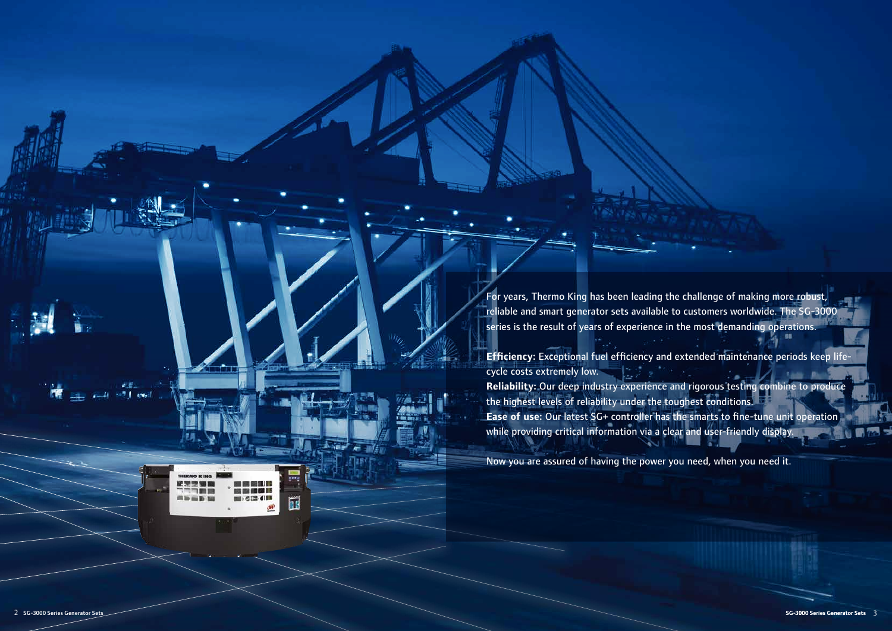For years, Thermo King has been leading the challenge of making more robust, reliable and smart generator sets available to customers worldwide. The SG-3000 series is the result of years of experience in the most demanding operations.

**Efficiency:** Exceptional fuel efficiency and extended maintenance periods keep life-cycle costs extremely low.
**Reliability:** Our deep industry experience and rigorous testing combine to produce the highest levels of reliability under the toughest conditions.
**Ease of use:** Our latest SG+ controller has the smarts to fine-tune unit operation while providing critical information via a clear and user-friendly display.

Now you are assured of having the power you need, when you need it.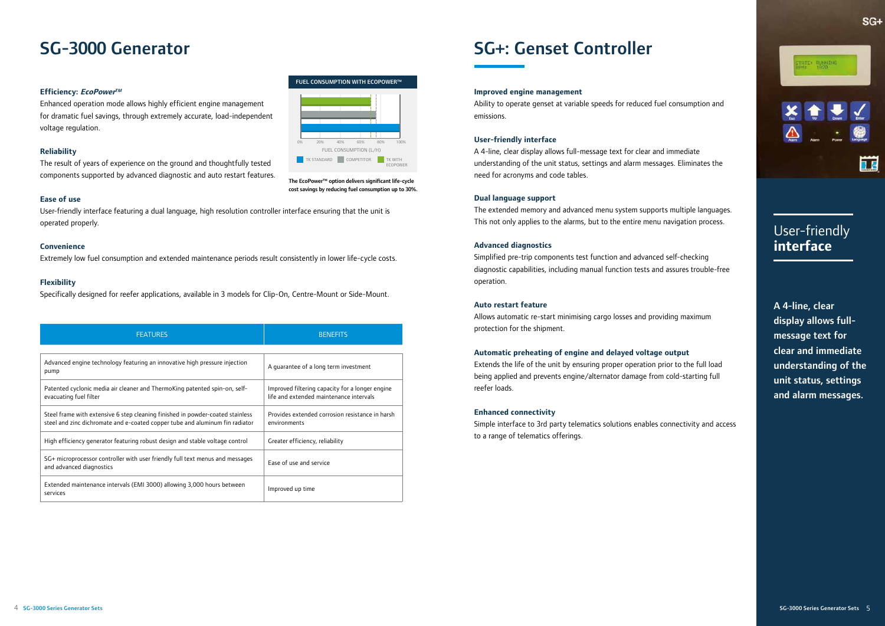# SG-3000 Generator

**Efficiency: *EcoPower™***

Enhanced operation mode allows highly efficient engine management for dramatic fuel savings, through extremely accurate, load-independent voltage regulation.

**Reliability**

The result of years of experience on the ground and thoughtfully tested components supported by advanced diagnostic and auto restart features.

FUEL CONSUMPTION WITH ECOPOWER™

0% 20% 40% 60% 80% 100%

FUEL CONSUMPTION (L/H)

TK STANDARD COMPETITOR TK WITH ECOPOWER

**The EcoPower™ option delivers significant life-cycle cost savings by reducing fuel consumption up to 30%.**

**Ease of use**

User-friendly interface featuring a dual language, high resolution controller interface ensuring that the unit is operated properly.

**Convenience**

Extremely low fuel consumption and extended maintenance periods result consistently in lower life-cycle costs.

**Flexibility**

Specifically designed for reefer applications, available in 3 models for Clip-On, Centre-Mount or Side-Mount.

| FEATURES | BENEFITS |
|---|---|
| Advanced engine technology featuring an innovative high pressure injection pump | A guarantee of a long term investment |
| Patented cyclonic media air cleaner and ThermoKing patented spin-on, self-evacuating fuel filter | Improved filtering capacity for a longer engine life and extended maintenance intervals |
| Steel frame with extensive 6 step cleaning finished in powder-coated stainless steel and zinc dichromate and e-coated copper tube and aluminum fin radiator | Provides extended corrosion resistance in harsh environments |
| High efficiency generator featuring robust design and stable voltage control | Greater efficiency, reliability |
| SG+ microprocessor controller with user friendly full text menus and messages and advanced diagnostics | Ease of use and service |
| Extended maintenance intervals (EMI 3000) allowing 3,000 hours between services | Improved up time |

# SG+: Genset Controller

**Improved engine management**

Ability to operate genset at variable speeds for reduced fuel consumption and emissions.

**User-friendly interface**

A 4-line, clear display allows full-message text for clear and immediate understanding of the unit status, settings and alarm messages. Eliminates the need for acronyms and code tables.

**Dual language support**

The extended memory and advanced menu system supports multiple languages. This not only applies to the alarms, but to the entire menu navigation process.

**Advanced diagnostics**

Simplified pre-trip components test function and advanced self-checking diagnostic capabilities, including manual function tests and assures trouble-free operation.

**Auto restart feature**

Allows automatic re-start minimising cargo losses and providing maximum protection for the shipment.

**Automatic preheating of engine and delayed voltage output**

Extends the life of the unit by ensuring proper operation prior to the full load being applied and prevents engine/alternator damage from cold-starting full reefer loads.

**Enhanced connectivity**

Simple interface to 3rd party telematics solutions enables connectivity and access to a range of telematics offerings.

User-friendly **interface**

**A 4-line, clear display allows full-message text for clear and immediate understanding of the unit status, settings and alarm messages.**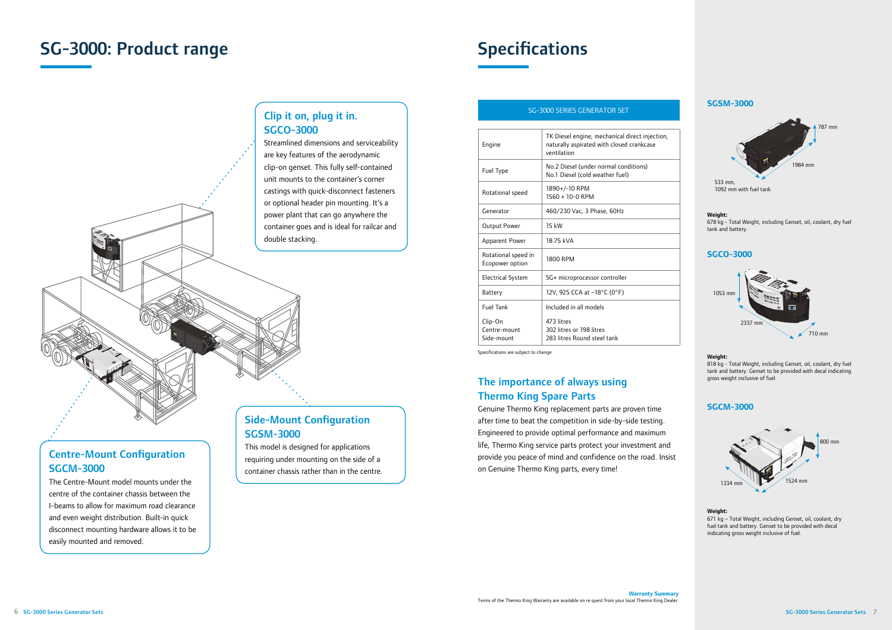# SG-3000: Product range

## Clip it on, plug it in. SGCO-3000

Streamlined dimensions and serviceability are key features of the aerodynamic clip-on genset. This fully self-contained unit mounts to the container's corner castings with quick-disconnect fasteners or optional header pin mounting. It's a power plant that can go anywhere the container goes and is ideal for railcar and double stacking.

## Side-Mount Configuration SGSM-3000

This model is designed for applications requiring under mounting on the side of a container chassis rather than in the centre.

## Centre-Mount Configuration SGCM-3000

The Centre-Mount model mounts under the centre of the container chassis between the I-beams to allow for maximum road clearance and even weight distribution. Built-in quick disconnect mounting hardware allows it to be easily mounted and removed.

# Specifications

| SG-3000 SERIES GENERATOR SET | |
|---|---|
| Engine | TK Diesel engine, mechanical direct injection, naturally aspirated with closed crankcase ventilation |
| Fuel Type | No.2 Diesel (under normal conditions)<br>No.1 Diesel (cold weather fuel) |
| Rotational speed | 1890+/-10 RPM<br>1560 + 10-0 RPM |
| Generator | 460/230 Vac, 3 Phase, 60Hz |
| Output Power | 15 kW |
| Apparent Power | 18.75 kVA |
| Rotational speed in Ecopower option | 1800 RPM |
| Electrical System | SG+ microprocessor controller |
| Battery | 12V, 925 CCA at –18°C (0°F) |
| Fuel Tank<br><br>Clip-On<br>Centre-mount<br>Side-mount | Included in all models<br><br>473 litres<br>302 litres or 198 litres<br>283 litres Round steel tank |

Specifications are subject to change

## The importance of always using Thermo King Spare Parts

Genuine Thermo King replacement parts are proven time after time to beat the competition in side-by-side testing. Engineered to provide optimal performance and maximum life, Thermo King service parts protect your investment and provide you peace of mind and confidence on the road. Insist on Genuine Thermo King parts, every time!

**Warranty Summary**
Terms of the Thermo King Warranty are available on re quest from your local Thermo King Dealer.

### SGSM-3000

787 mm
1984 mm
533 mm,
1092 mm with fuel tank

**Weight:**
678 kg - Total Weight, including Genset, oil, coolant, dry fuel tank and battery.

### SGCO-3000

1053 mm
2337 mm
710 mm

**Weight:**
818 kg - Total Weight, including Genset, oil, coolant, dry fuel tank and battery. Genset to be provided with decal indicating gross weight inclusive of fuel.

### SGCM-3000

800 mm
1334 mm
1524 mm

**Weight:**
671 kg – Total Weight, including Genset, oil, coolant, dry fuel tank and battery. Genset to be provided with decal indicating gross weight inclusive of fuel.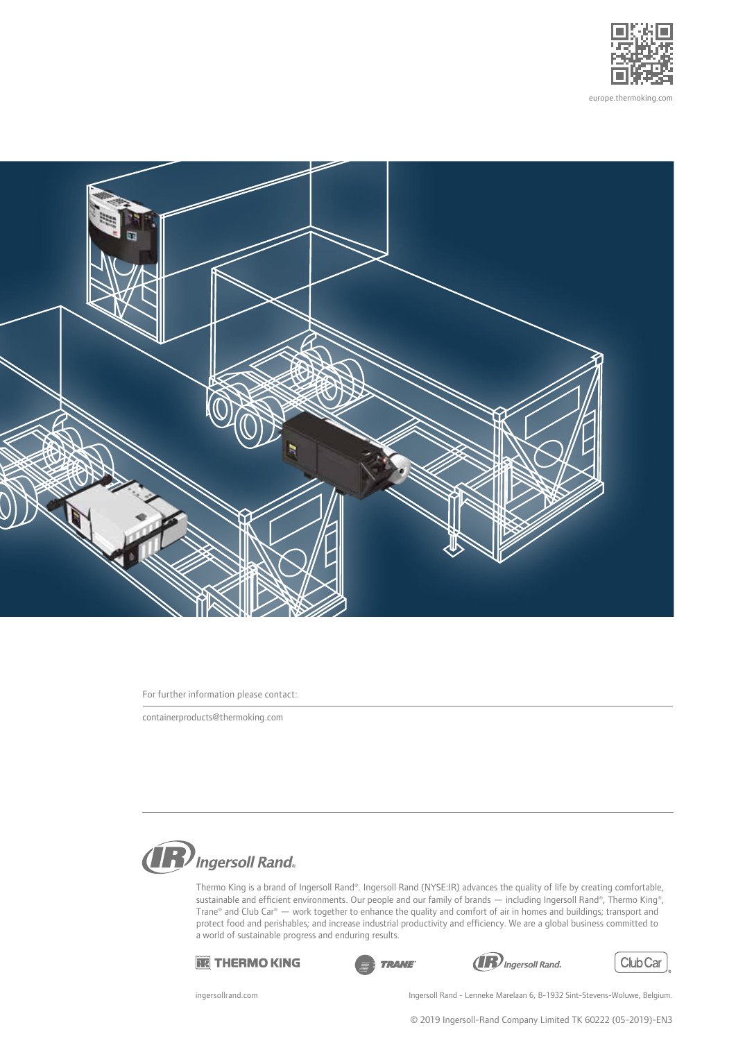europe.thermoking.com

For further information please contact:

containerproducts@thermoking.com

Ingersoll Rand

Thermo King is a brand of Ingersoll Rand®. Ingersoll Rand (NYSE:IR) advances the quality of life by creating comfortable, sustainable and efficient environments. Our people and our family of brands — including Ingersoll Rand®, Thermo King®, Trane® and Club Car® — work together to enhance the quality and comfort of air in homes and buildings; transport and protect food and perishables; and increase industrial productivity and efficiency. We are a global business committed to a world of sustainable progress and enduring results.

THERMO KING | TRANE | Ingersoll Rand | Club Car

ingersollrand.com

Ingersoll Rand - Lenneke Marelaan 6, B-1932 Sint-Stevens-Woluwe, Belgium.

© 2019 Ingersoll-Rand Company Limited TK 60222 (05-2019)-EN3